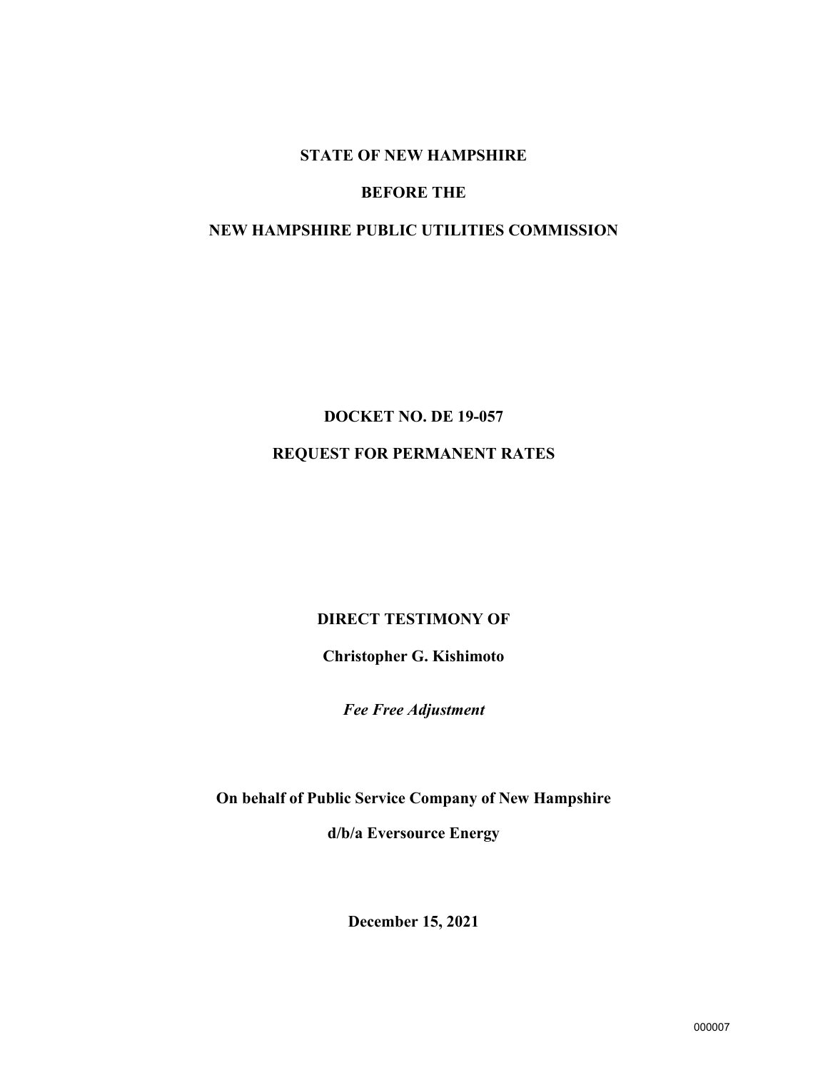**STATE OF NEW HAMPSHIRE**

**BEFORE THE**

**NEW HAMPSHIRE PUBLIC UTILITIES COMMISSION**

**DOCKET NO. DE 19-057**

**REQUEST FOR PERMANENT RATES**

**DIRECT TESTIMONY OF**

**Christopher G. Kishimoto**

***Fee Free Adjustment***

**On behalf of Public Service Company of New Hampshire**

**d/b/a Eversource Energy**

**December 15, 2021**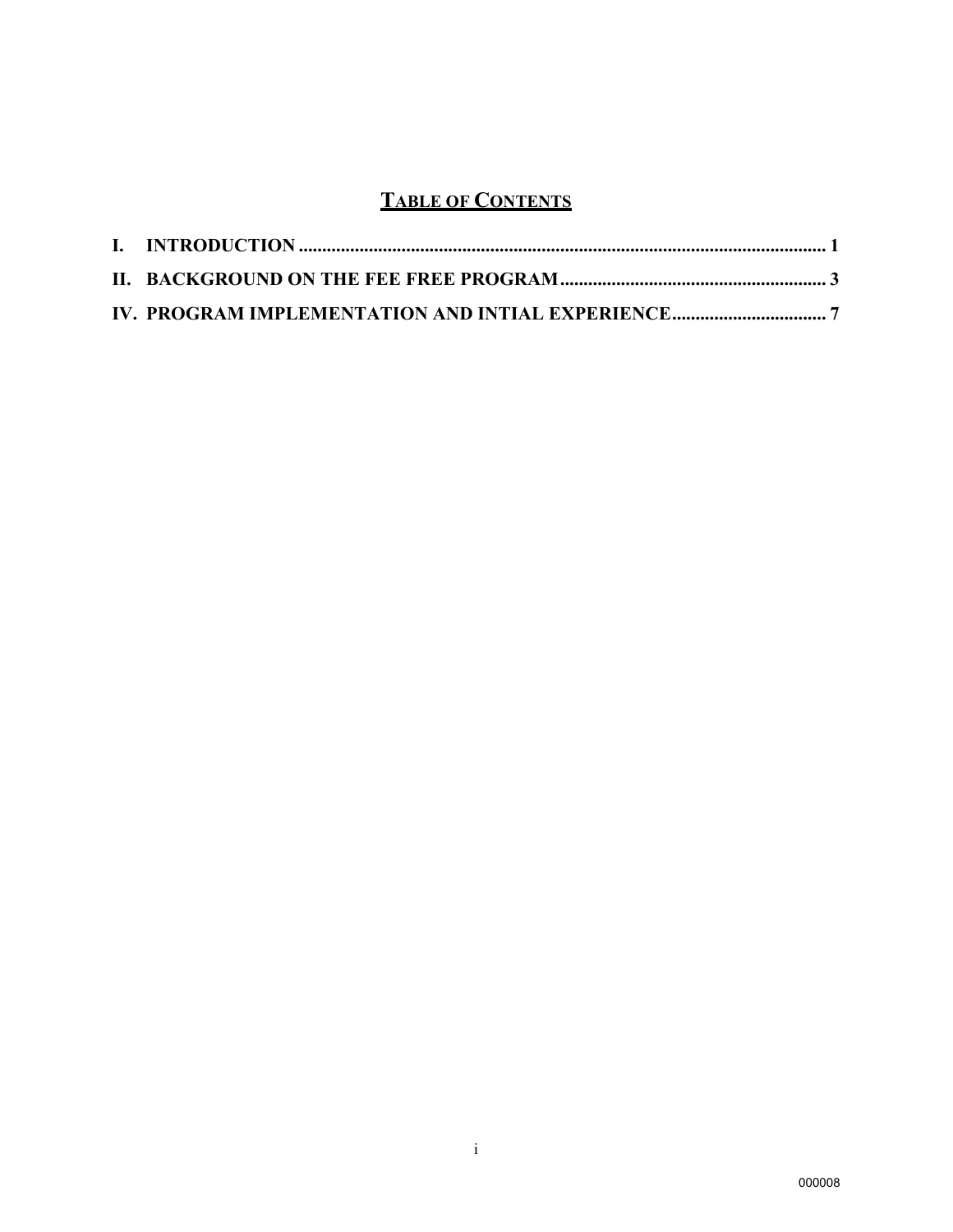# <u>TABLE OF CONTENTS</u>

**I. INTRODUCTION ................................................................................................................. 1**

**II. BACKGROUND ON THE FEE FREE PROGRAM......................................................... 3**

**IV. PROGRAM IMPLEMENTATION AND INTIAL EXPERIENCE................................. 7**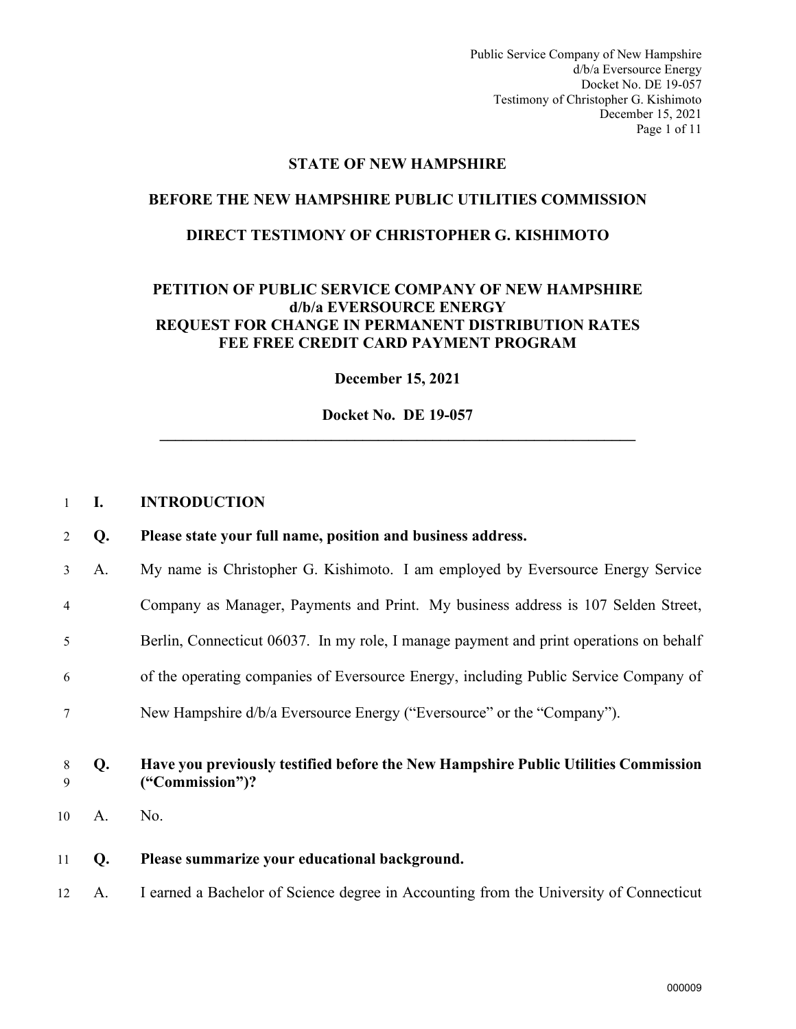**STATE OF NEW HAMPSHIRE**

**BEFORE THE NEW HAMPSHIRE PUBLIC UTILITIES COMMISSION**

**DIRECT TESTIMONY OF CHRISTOPHER G. KISHIMOTO**

**PETITION OF PUBLIC SERVICE COMPANY OF NEW HAMPSHIRE d/b/a EVERSOURCE ENERGY REQUEST FOR CHANGE IN PERMANENT DISTRIBUTION RATES FEE FREE CREDIT CARD PAYMENT PROGRAM**

**December 15, 2021**

**Docket No. DE 19-057**

---

## I. INTRODUCTION

**Q. Please state your full name, position and business address.**

A. My name is Christopher G. Kishimoto. I am employed by Eversource Energy Service Company as Manager, Payments and Print. My business address is 107 Selden Street, Berlin, Connecticut 06037. In my role, I manage payment and print operations on behalf of the operating companies of Eversource Energy, including Public Service Company of New Hampshire d/b/a Eversource Energy ("Eversource" or the "Company").

**Q. Have you previously testified before the New Hampshire Public Utilities Commission ("Commission")?**

A. No.

**Q. Please summarize your educational background.**

A. I earned a Bachelor of Science degree in Accounting from the University of Connecticut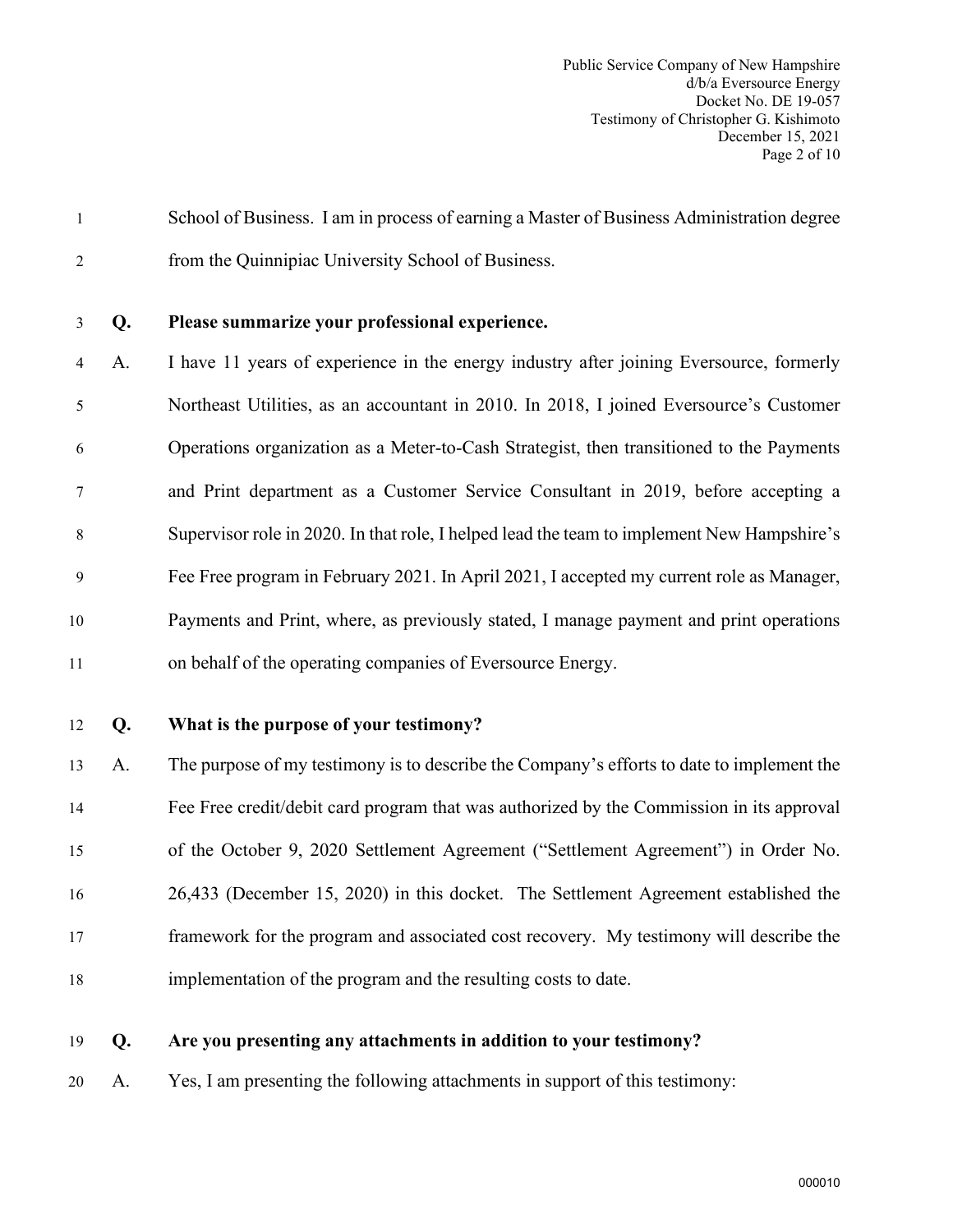School of Business. I am in process of earning a Master of Business Administration degree from the Quinnipiac University School of Business.

**Q. Please summarize your professional experience.**

A. I have 11 years of experience in the energy industry after joining Eversource, formerly Northeast Utilities, as an accountant in 2010. In 2018, I joined Eversource's Customer Operations organization as a Meter-to-Cash Strategist, then transitioned to the Payments and Print department as a Customer Service Consultant in 2019, before accepting a Supervisor role in 2020. In that role, I helped lead the team to implement New Hampshire's Fee Free program in February 2021. In April 2021, I accepted my current role as Manager, Payments and Print, where, as previously stated, I manage payment and print operations on behalf of the operating companies of Eversource Energy.

**Q. What is the purpose of your testimony?**

A. The purpose of my testimony is to describe the Company's efforts to date to implement the Fee Free credit/debit card program that was authorized by the Commission in its approval of the October 9, 2020 Settlement Agreement ("Settlement Agreement") in Order No. 26,433 (December 15, 2020) in this docket. The Settlement Agreement established the framework for the program and associated cost recovery. My testimony will describe the implementation of the program and the resulting costs to date.

**Q. Are you presenting any attachments in addition to your testimony?**

A. Yes, I am presenting the following attachments in support of this testimony: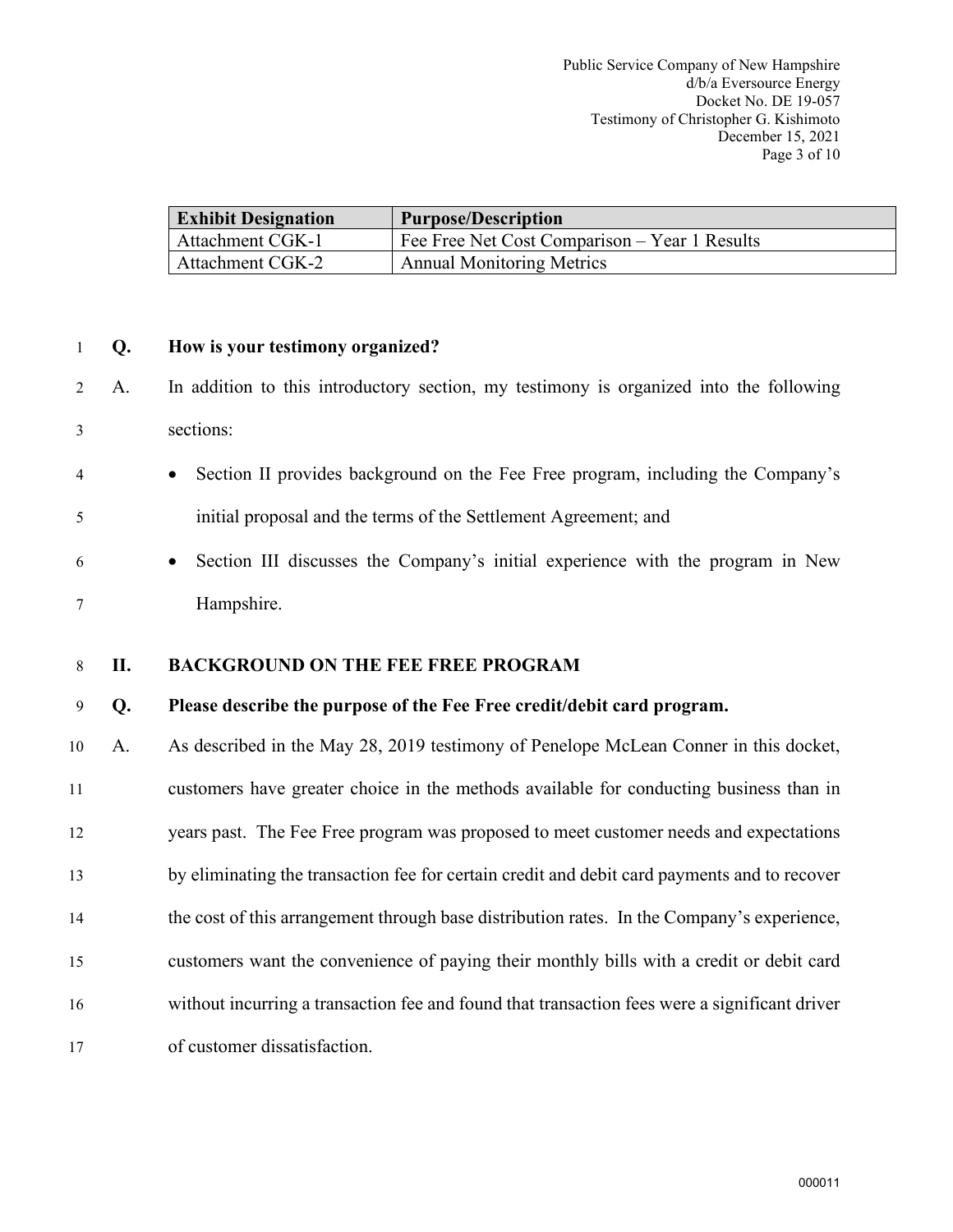| Exhibit Designation | Purpose/Description |
|---|---|
| Attachment CGK-1 | Fee Free Net Cost Comparison – Year 1 Results |
| Attachment CGK-2 | Annual Monitoring Metrics |

**Q. How is your testimony organized?**

A. In addition to this introductory section, my testimony is organized into the following sections:

- Section II provides background on the Fee Free program, including the Company's initial proposal and the terms of the Settlement Agreement; and
- Section III discusses the Company's initial experience with the program in New Hampshire.

## II. BACKGROUND ON THE FEE FREE PROGRAM

**Q. Please describe the purpose of the Fee Free credit/debit card program.**

A. As described in the May 28, 2019 testimony of Penelope McLean Conner in this docket, customers have greater choice in the methods available for conducting business than in years past. The Fee Free program was proposed to meet customer needs and expectations by eliminating the transaction fee for certain credit and debit card payments and to recover the cost of this arrangement through base distribution rates. In the Company's experience, customers want the convenience of paying their monthly bills with a credit or debit card without incurring a transaction fee and found that transaction fees were a significant driver of customer dissatisfaction.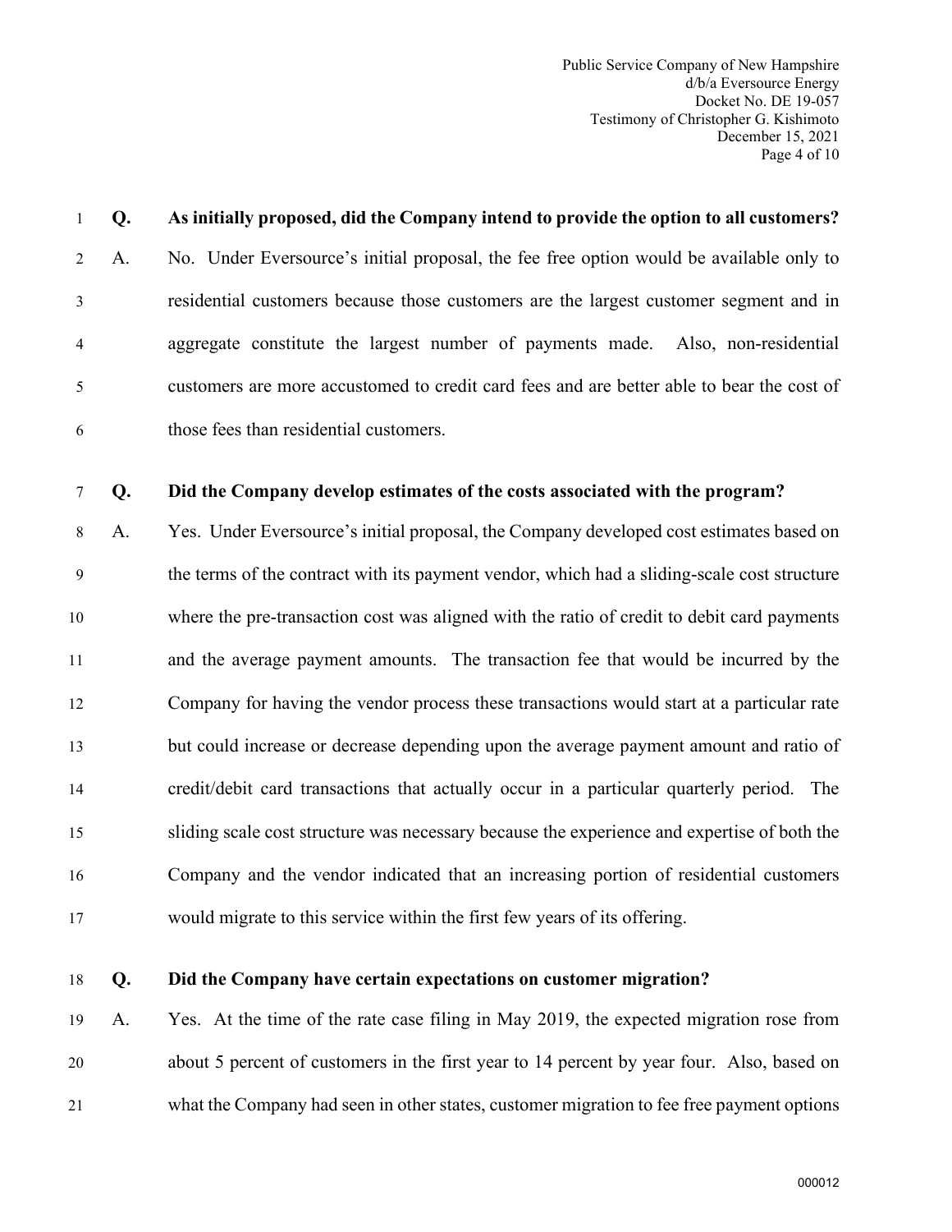**Q. As initially proposed, did the Company intend to provide the option to all customers?**

A. No. Under Eversource's initial proposal, the fee free option would be available only to residential customers because those customers are the largest customer segment and in aggregate constitute the largest number of payments made. Also, non-residential customers are more accustomed to credit card fees and are better able to bear the cost of those fees than residential customers.

**Q. Did the Company develop estimates of the costs associated with the program?**

A. Yes. Under Eversource's initial proposal, the Company developed cost estimates based on the terms of the contract with its payment vendor, which had a sliding-scale cost structure where the pre-transaction cost was aligned with the ratio of credit to debit card payments and the average payment amounts. The transaction fee that would be incurred by the Company for having the vendor process these transactions would start at a particular rate but could increase or decrease depending upon the average payment amount and ratio of credit/debit card transactions that actually occur in a particular quarterly period. The sliding scale cost structure was necessary because the experience and expertise of both the Company and the vendor indicated that an increasing portion of residential customers would migrate to this service within the first few years of its offering.

**Q. Did the Company have certain expectations on customer migration?**

A. Yes. At the time of the rate case filing in May 2019, the expected migration rose from about 5 percent of customers in the first year to 14 percent by year four. Also, based on what the Company had seen in other states, customer migration to fee free payment options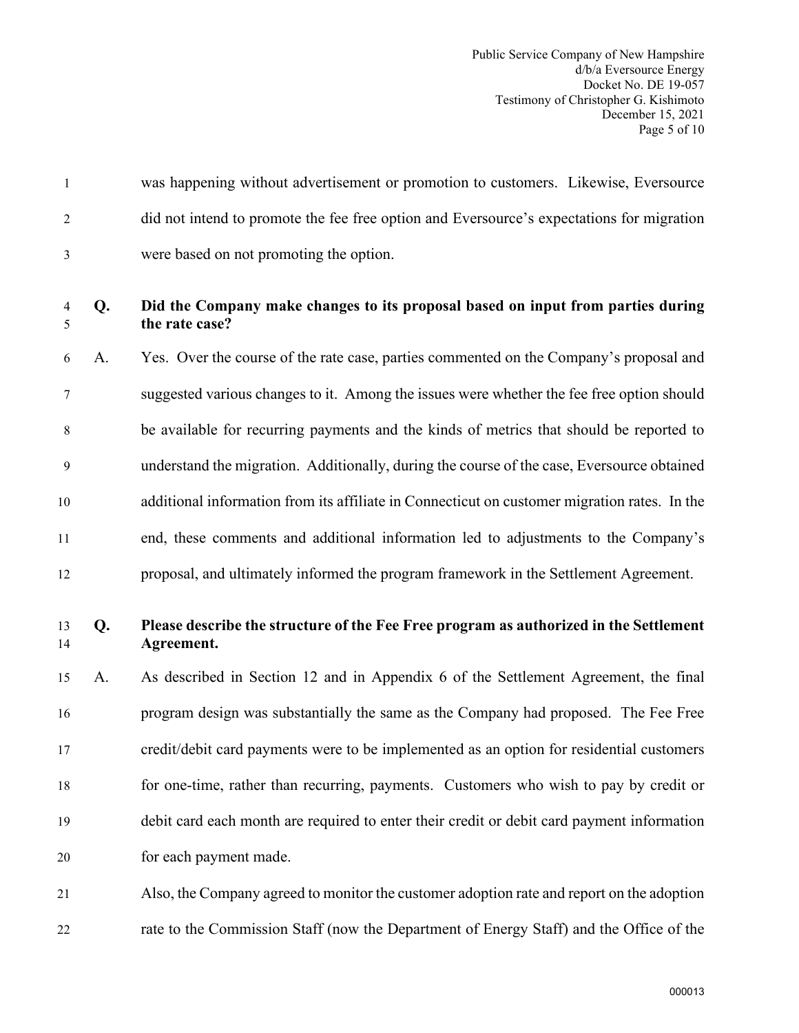was happening without advertisement or promotion to customers. Likewise, Eversource did not intend to promote the fee free option and Eversource's expectations for migration were based on not promoting the option.

**Q. Did the Company make changes to its proposal based on input from parties during the rate case?**

A. Yes. Over the course of the rate case, parties commented on the Company's proposal and suggested various changes to it. Among the issues were whether the fee free option should be available for recurring payments and the kinds of metrics that should be reported to understand the migration. Additionally, during the course of the case, Eversource obtained additional information from its affiliate in Connecticut on customer migration rates. In the end, these comments and additional information led to adjustments to the Company's proposal, and ultimately informed the program framework in the Settlement Agreement.

**Q. Please describe the structure of the Fee Free program as authorized in the Settlement Agreement.**

A. As described in Section 12 and in Appendix 6 of the Settlement Agreement, the final program design was substantially the same as the Company had proposed. The Fee Free credit/debit card payments were to be implemented as an option for residential customers for one-time, rather than recurring, payments. Customers who wish to pay by credit or debit card each month are required to enter their credit or debit card payment information for each payment made.

Also, the Company agreed to monitor the customer adoption rate and report on the adoption rate to the Commission Staff (now the Department of Energy Staff) and the Office of the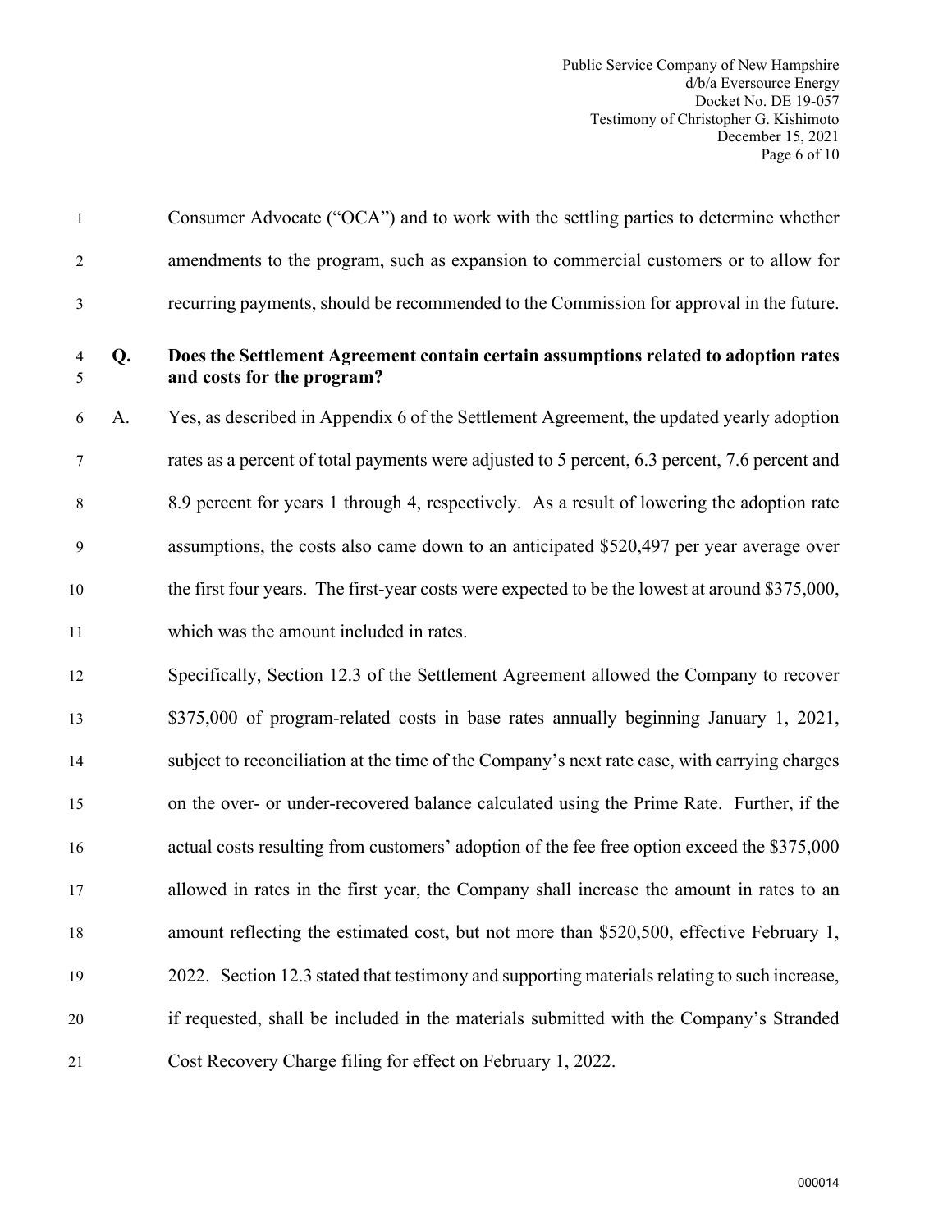Consumer Advocate ("OCA") and to work with the settling parties to determine whether amendments to the program, such as expansion to commercial customers or to allow for recurring payments, should be recommended to the Commission for approval in the future.

**Q. Does the Settlement Agreement contain certain assumptions related to adoption rates and costs for the program?**

A. Yes, as described in Appendix 6 of the Settlement Agreement, the updated yearly adoption rates as a percent of total payments were adjusted to 5 percent, 6.3 percent, 7.6 percent and 8.9 percent for years 1 through 4, respectively. As a result of lowering the adoption rate assumptions, the costs also came down to an anticipated $520,497 per year average over the first four years. The first-year costs were expected to be the lowest at around $375,000, which was the amount included in rates.

Specifically, Section 12.3 of the Settlement Agreement allowed the Company to recover $375,000 of program-related costs in base rates annually beginning January 1, 2021, subject to reconciliation at the time of the Company's next rate case, with carrying charges on the over- or under-recovered balance calculated using the Prime Rate. Further, if the actual costs resulting from customers' adoption of the fee free option exceed the $375,000 allowed in rates in the first year, the Company shall increase the amount in rates to an amount reflecting the estimated cost, but not more than $520,500, effective February 1, 2022. Section 12.3 stated that testimony and supporting materials relating to such increase, if requested, shall be included in the materials submitted with the Company's Stranded Cost Recovery Charge filing for effect on February 1, 2022.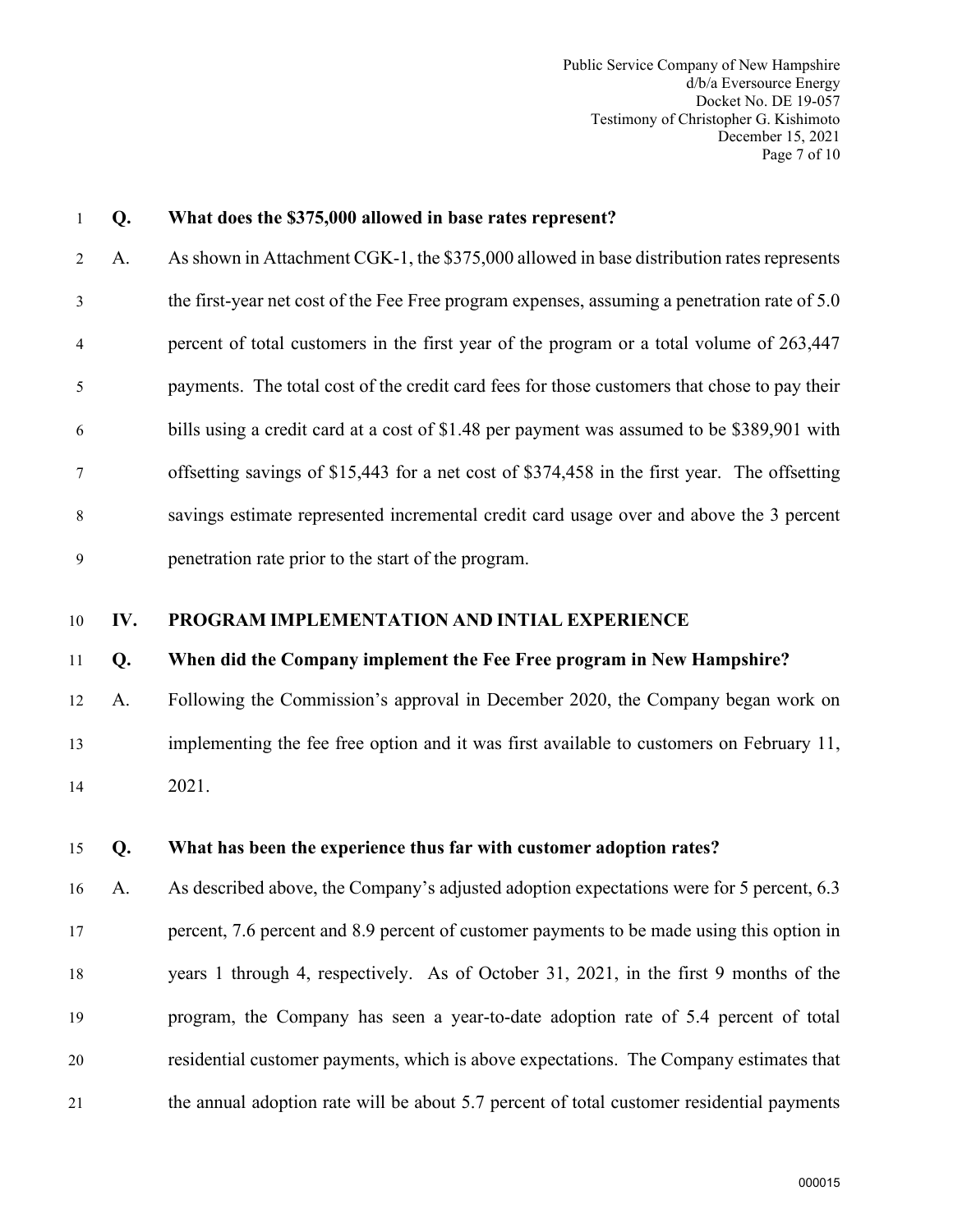**Q. What does the $375,000 allowed in base rates represent?**

A. As shown in Attachment CGK-1, the $375,000 allowed in base distribution rates represents the first-year net cost of the Fee Free program expenses, assuming a penetration rate of 5.0 percent of total customers in the first year of the program or a total volume of 263,447 payments. The total cost of the credit card fees for those customers that chose to pay their bills using a credit card at a cost of $1.48 per payment was assumed to be $389,901 with offsetting savings of $15,443 for a net cost of $374,458 in the first year. The offsetting savings estimate represented incremental credit card usage over and above the 3 percent penetration rate prior to the start of the program.

## IV. PROGRAM IMPLEMENTATION AND INTIAL EXPERIENCE

**Q. When did the Company implement the Fee Free program in New Hampshire?**

A. Following the Commission's approval in December 2020, the Company began work on implementing the fee free option and it was first available to customers on February 11, 2021.

**Q. What has been the experience thus far with customer adoption rates?**

A. As described above, the Company's adjusted adoption expectations were for 5 percent, 6.3 percent, 7.6 percent and 8.9 percent of customer payments to be made using this option in years 1 through 4, respectively. As of October 31, 2021, in the first 9 months of the program, the Company has seen a year-to-date adoption rate of 5.4 percent of total residential customer payments, which is above expectations. The Company estimates that the annual adoption rate will be about 5.7 percent of total customer residential payments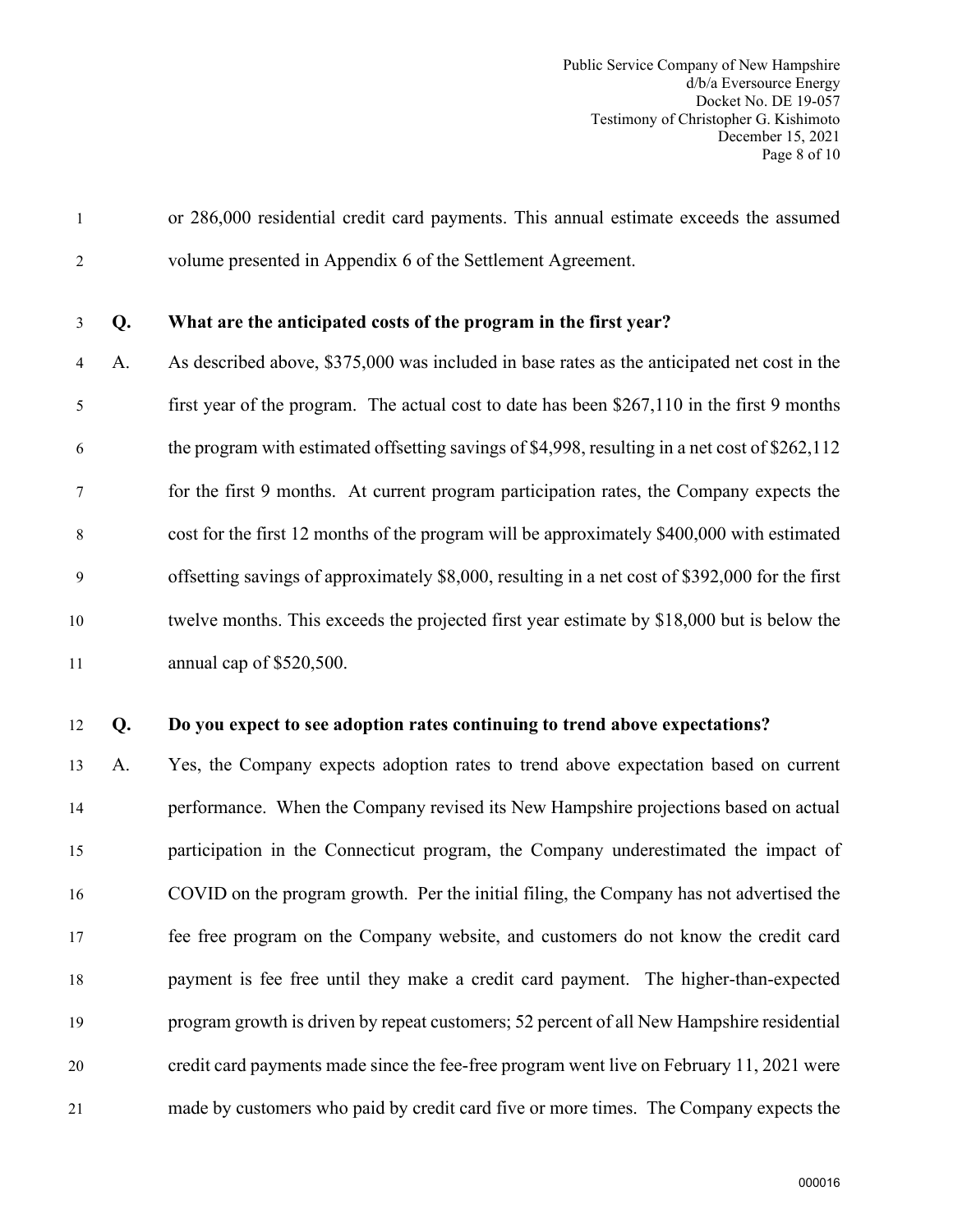or 286,000 residential credit card payments. This annual estimate exceeds the assumed volume presented in Appendix 6 of the Settlement Agreement.

**Q. What are the anticipated costs of the program in the first year?**

A. As described above, $375,000 was included in base rates as the anticipated net cost in the first year of the program. The actual cost to date has been $267,110 in the first 9 months the program with estimated offsetting savings of $4,998, resulting in a net cost of $262,112 for the first 9 months. At current program participation rates, the Company expects the cost for the first 12 months of the program will be approximately $400,000 with estimated offsetting savings of approximately $8,000, resulting in a net cost of $392,000 for the first twelve months. This exceeds the projected first year estimate by $18,000 but is below the annual cap of $520,500.

**Q. Do you expect to see adoption rates continuing to trend above expectations?**

A. Yes, the Company expects adoption rates to trend above expectation based on current performance. When the Company revised its New Hampshire projections based on actual participation in the Connecticut program, the Company underestimated the impact of COVID on the program growth. Per the initial filing, the Company has not advertised the fee free program on the Company website, and customers do not know the credit card payment is fee free until they make a credit card payment. The higher-than-expected program growth is driven by repeat customers; 52 percent of all New Hampshire residential credit card payments made since the fee-free program went live on February 11, 2021 were made by customers who paid by credit card five or more times. The Company expects the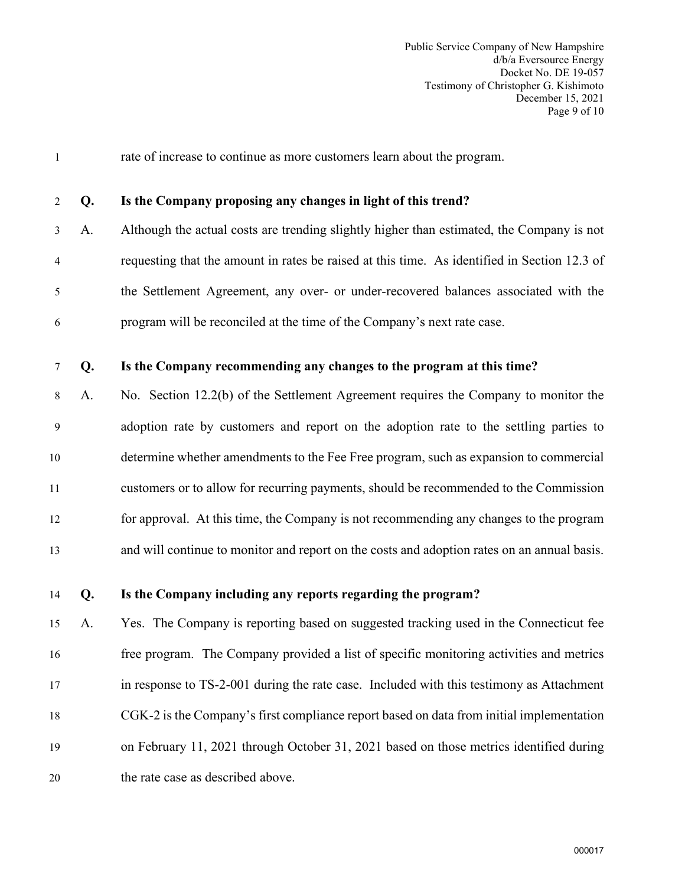rate of increase to continue as more customers learn about the program.

**Q. Is the Company proposing any changes in light of this trend?**

A. Although the actual costs are trending slightly higher than estimated, the Company is not requesting that the amount in rates be raised at this time. As identified in Section 12.3 of the Settlement Agreement, any over- or under-recovered balances associated with the program will be reconciled at the time of the Company's next rate case.

**Q. Is the Company recommending any changes to the program at this time?**

A. No. Section 12.2(b) of the Settlement Agreement requires the Company to monitor the adoption rate by customers and report on the adoption rate to the settling parties to determine whether amendments to the Fee Free program, such as expansion to commercial customers or to allow for recurring payments, should be recommended to the Commission for approval. At this time, the Company is not recommending any changes to the program and will continue to monitor and report on the costs and adoption rates on an annual basis.

**Q. Is the Company including any reports regarding the program?**

A. Yes. The Company is reporting based on suggested tracking used in the Connecticut fee free program. The Company provided a list of specific monitoring activities and metrics in response to TS-2-001 during the rate case. Included with this testimony as Attachment CGK-2 is the Company's first compliance report based on data from initial implementation on February 11, 2021 through October 31, 2021 based on those metrics identified during the rate case as described above.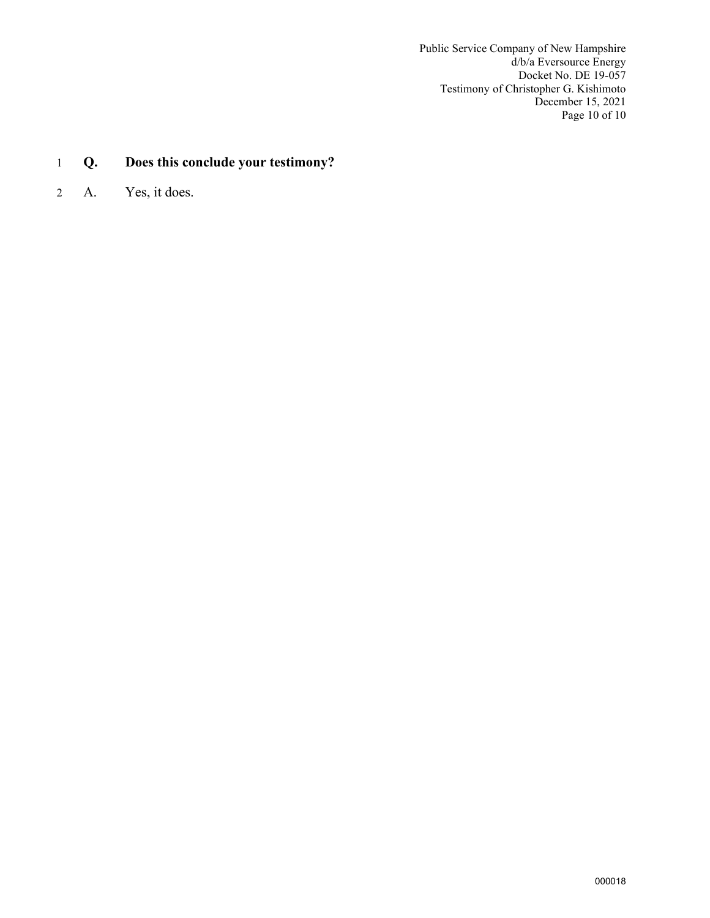**Q. Does this conclude your testimony?**

A. Yes, it does.